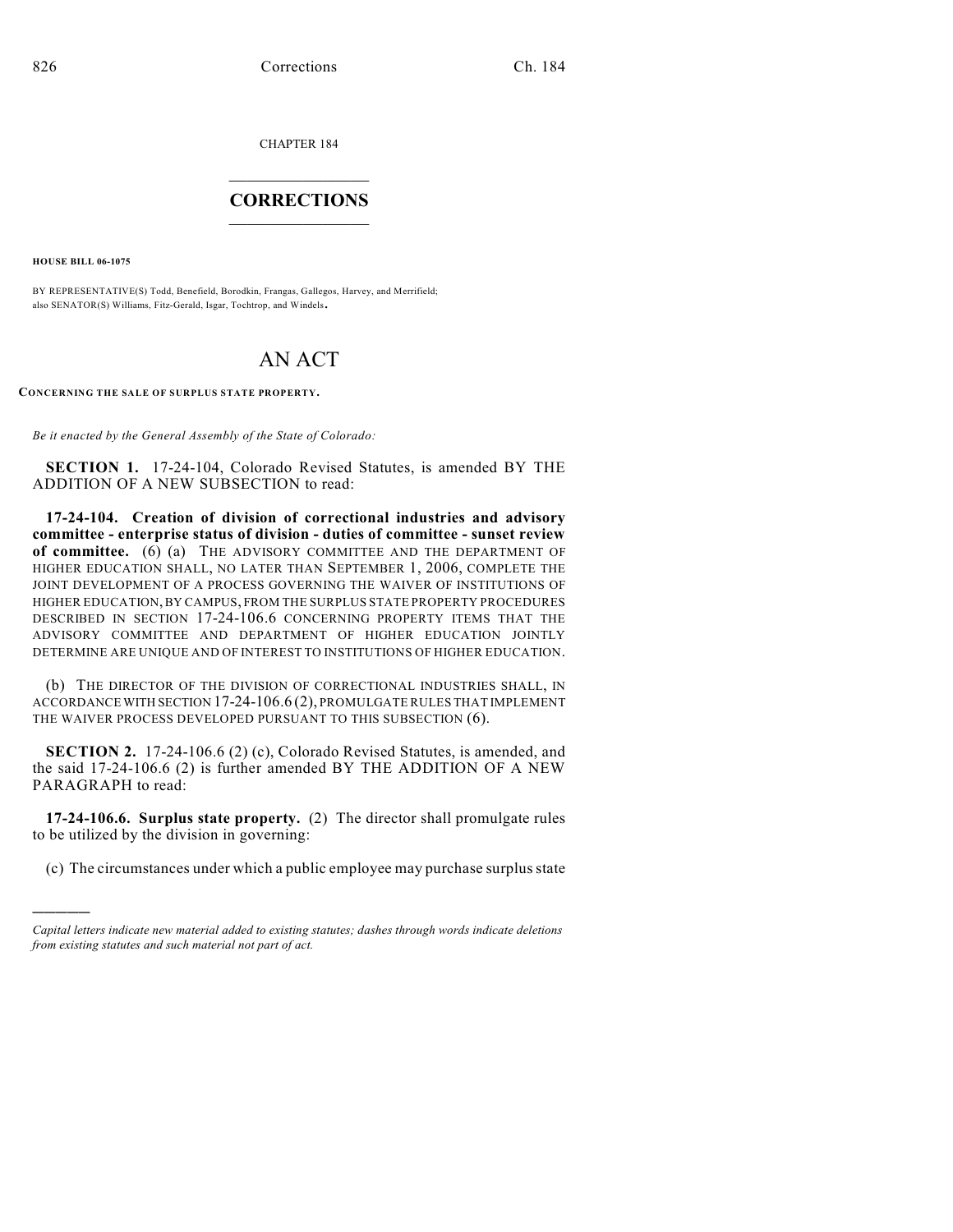CHAPTER 184

# CORRECTIONS

**HOUSE BILL 06-1075**

BY REPRESENTATIVE(S) Todd, Benefield, Borodkin, Frangas, Gallegos, Harvey, and Merrifield; also SENATOR(S) Williams, Fitz-Gerald, Isgar, Tochtrop, and Windels.

# AN ACT

**CONCERNING THE SALE OF SURPLUS STATE PROPERTY.**

*Be it enacted by the General Assembly of the State of Colorado:*

**SECTION 1.** 17-24-104, Colorado Revised Statutes, is amended BY THE ADDITION OF A NEW SUBSECTION to read:

**17-24-104. Creation of division of correctional industries and advisory committee - enterprise status of division - duties of committee - sunset review of committee.** (6) (a) THE ADVISORY COMMITTEE AND THE DEPARTMENT OF HIGHER EDUCATION SHALL, NO LATER THAN SEPTEMBER 1, 2006, COMPLETE THE JOINT DEVELOPMENT OF A PROCESS GOVERNING THE WAIVER OF INSTITUTIONS OF HIGHER EDUCATION, BY CAMPUS, FROM THE SURPLUS STATE PROPERTY PROCEDURES DESCRIBED IN SECTION 17-24-106.6 CONCERNING PROPERTY ITEMS THAT THE ADVISORY COMMITTEE AND DEPARTMENT OF HIGHER EDUCATION JOINTLY DETERMINE ARE UNIQUE AND OF INTEREST TO INSTITUTIONS OF HIGHER EDUCATION.

(b) THE DIRECTOR OF THE DIVISION OF CORRECTIONAL INDUSTRIES SHALL, IN ACCORDANCE WITH SECTION 17-24-106.6 (2), PROMULGATE RULES THAT IMPLEMENT THE WAIVER PROCESS DEVELOPED PURSUANT TO THIS SUBSECTION (6).

**SECTION 2.** 17-24-106.6 (2) (c), Colorado Revised Statutes, is amended, and the said 17-24-106.6 (2) is further amended BY THE ADDITION OF A NEW PARAGRAPH to read:

**17-24-106.6. Surplus state property.** (2) The director shall promulgate rules to be utilized by the division in governing:

(c) The circumstances under which a public employee may purchase surplus state

---

*Capital letters indicate new material added to existing statutes; dashes through words indicate deletions from existing statutes and such material not part of act.*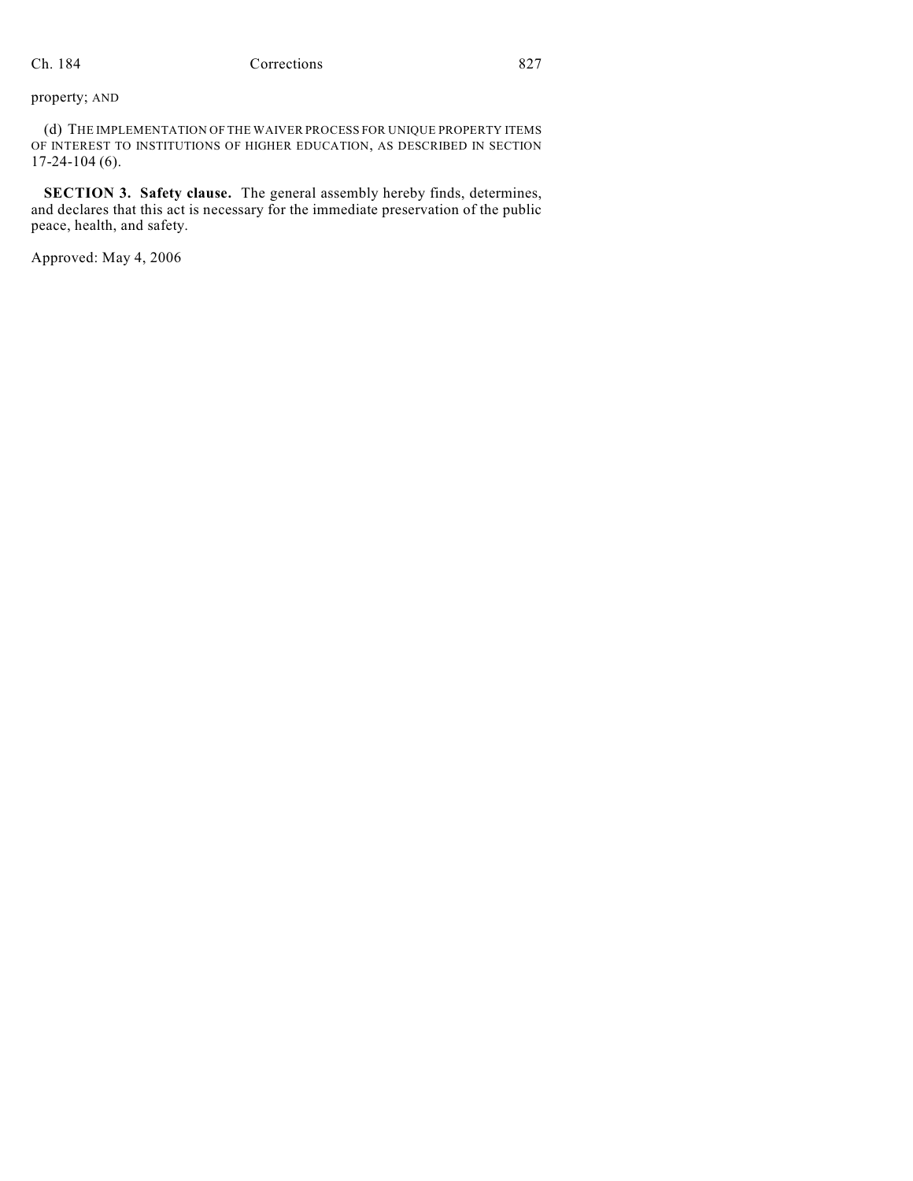property; AND

(d) THE IMPLEMENTATION OF THE WAIVER PROCESS FOR UNIQUE PROPERTY ITEMS OF INTEREST TO INSTITUTIONS OF HIGHER EDUCATION, AS DESCRIBED IN SECTION 17-24-104 (6).

**SECTION 3. Safety clause.** The general assembly hereby finds, determines, and declares that this act is necessary for the immediate preservation of the public peace, health, and safety.

Approved: May 4, 2006